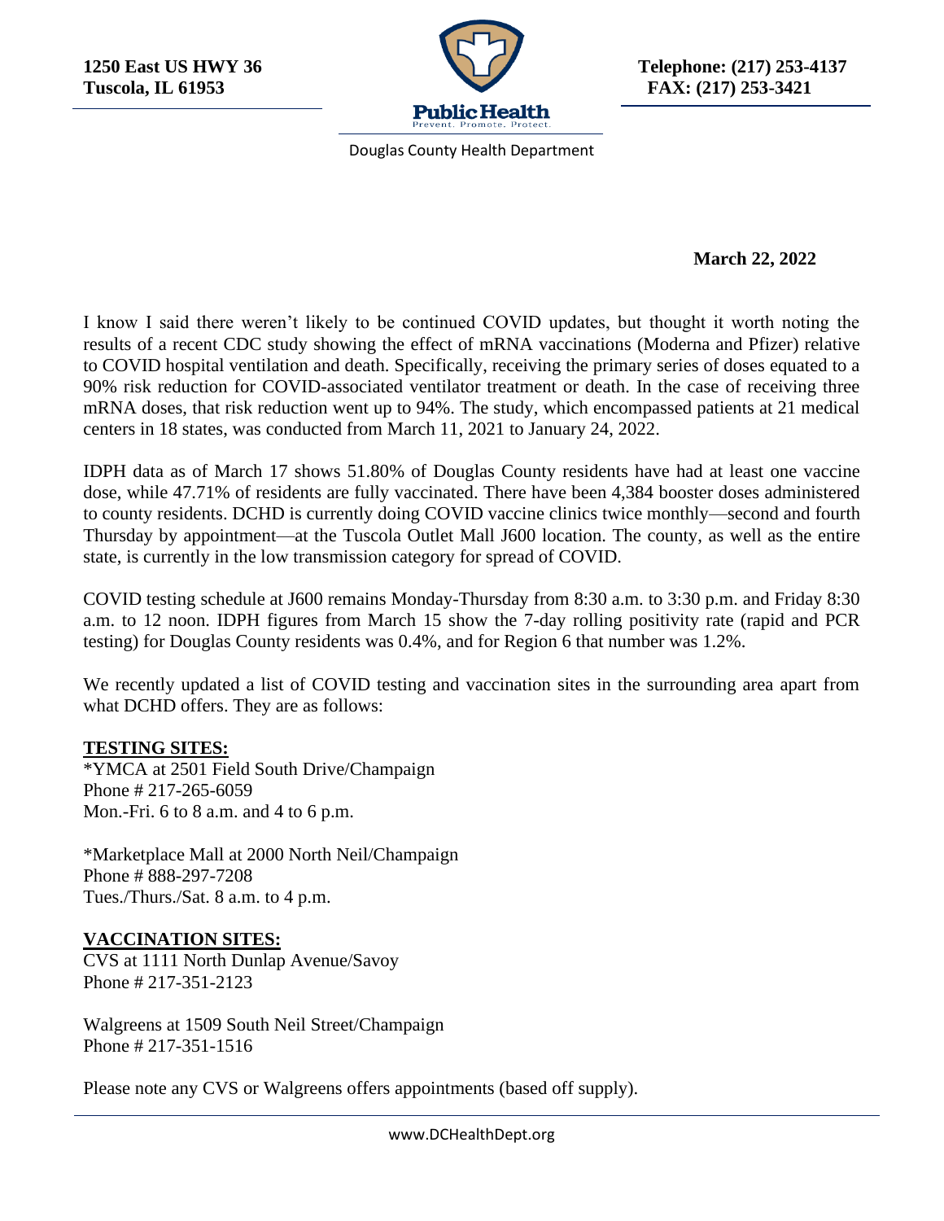**1250 East US HWY 36**
**Tuscola, IL 61953**

**Telephone: (217) 253-4137**
**FAX: (217) 253-3421**

Public Health
Prevent. Promote. Protect.

Douglas County Health Department

**March 22, 2022**

I know I said there weren't likely to be continued COVID updates, but thought it worth noting the results of a recent CDC study showing the effect of mRNA vaccinations (Moderna and Pfizer) relative to COVID hospital ventilation and death. Specifically, receiving the primary series of doses equated to a 90% risk reduction for COVID-associated ventilator treatment or death. In the case of receiving three mRNA doses, that risk reduction went up to 94%. The study, which encompassed patients at 21 medical centers in 18 states, was conducted from March 11, 2021 to January 24, 2022.

IDPH data as of March 17 shows 51.80% of Douglas County residents have had at least one vaccine dose, while 47.71% of residents are fully vaccinated. There have been 4,384 booster doses administered to county residents. DCHD is currently doing COVID vaccine clinics twice monthly—second and fourth Thursday by appointment—at the Tuscola Outlet Mall J600 location. The county, as well as the entire state, is currently in the low transmission category for spread of COVID.

COVID testing schedule at J600 remains Monday-Thursday from 8:30 a.m. to 3:30 p.m. and Friday 8:30 a.m. to 12 noon. IDPH figures from March 15 show the 7-day rolling positivity rate (rapid and PCR testing) for Douglas County residents was 0.4%, and for Region 6 that number was 1.2%.

We recently updated a list of COVID testing and vaccination sites in the surrounding area apart from what DCHD offers. They are as follows:

**TESTING SITES:**

*YMCA at 2501 Field South Drive/Champaign
Phone # 217-265-6059
Mon.-Fri. 6 to 8 a.m. and 4 to 6 p.m.

*Marketplace Mall at 2000 North Neil/Champaign
Phone # 888-297-7208
Tues./Thurs./Sat. 8 a.m. to 4 p.m.

**VACCINATION SITES:**

CVS at 1111 North Dunlap Avenue/Savoy
Phone # 217-351-2123

Walgreens at 1509 South Neil Street/Champaign
Phone # 217-351-1516

Please note any CVS or Walgreens offers appointments (based off supply).

www.DCHealthDept.org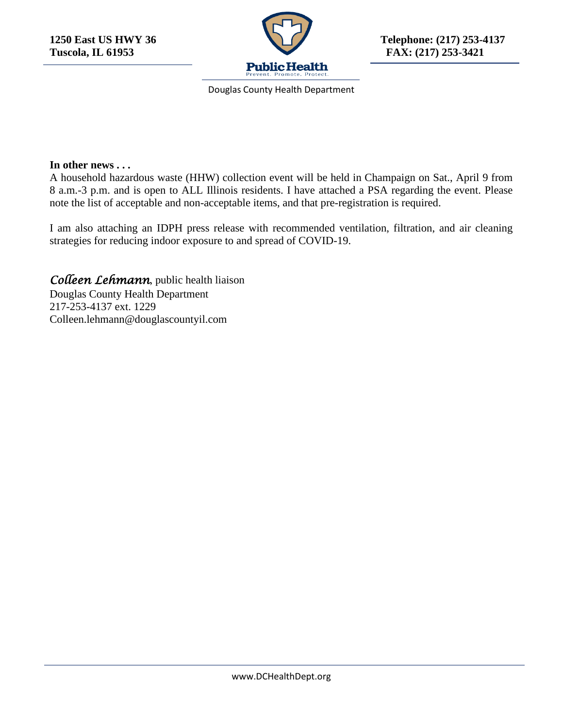**In other news . . .**

A household hazardous waste (HHW) collection event will be held in Champaign on Sat., April 9 from 8 a.m.-3 p.m. and is open to ALL Illinois residents. I have attached a PSA regarding the event. Please note the list of acceptable and non-acceptable items, and that pre-registration is required.

I am also attaching an IDPH press release with recommended ventilation, filtration, and air cleaning strategies for reducing indoor exposure to and spread of COVID-19.

*Colleen Lehmann*, public health liaison
Douglas County Health Department
217-253-4137 ext. 1229
Colleen.lehmann@douglascountyil.com